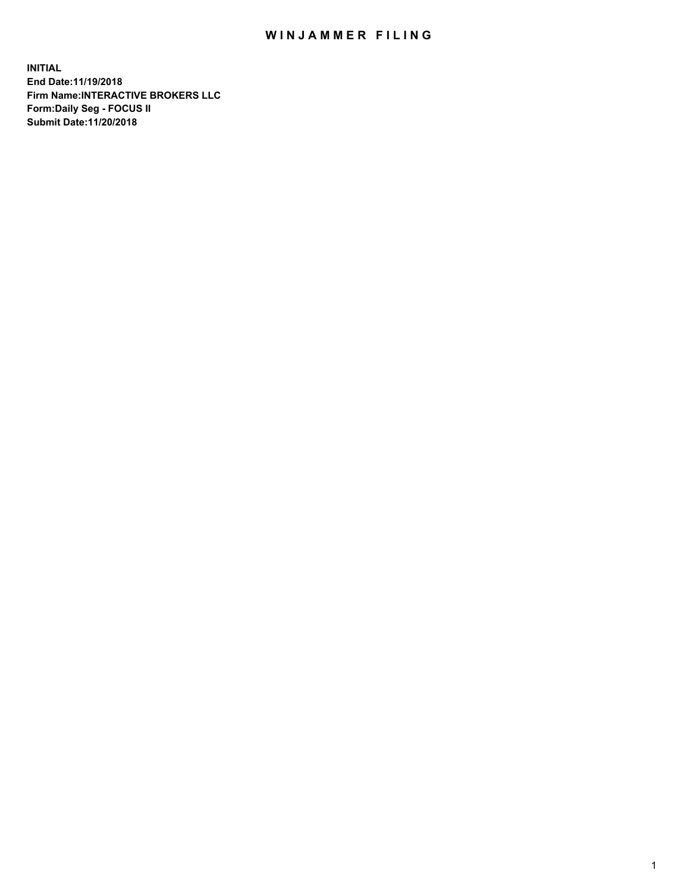# WINJAMMER FILING

**INITIAL**
**End Date:11/19/2018**
**Firm Name:INTERACTIVE BROKERS LLC**
**Form:Daily Seg - FOCUS II**
**Submit Date:11/20/2018**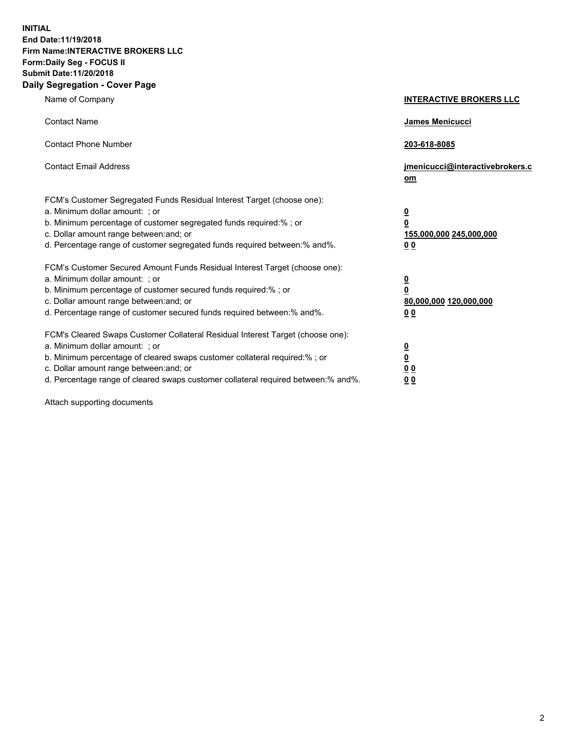**INITIAL**
**End Date:11/19/2018**
**Firm Name:INTERACTIVE BROKERS LLC**
**Form:Daily Seg - FOCUS II**
**Submit Date:11/20/2018**
**Daily Segregation - Cover Page**

| | |
|---|---|
| Name of Company | **INTERACTIVE BROKERS LLC** |
| Contact Name | **James Menicucci** |
| Contact Phone Number | **203-618-8085** |
| Contact Email Address | **jmenicucci@interactivebrokers.com** |
| FCM's Customer Segregated Funds Residual Interest Target (choose one): | |
| a. Minimum dollar amount: ; or | **0** |
| b. Minimum percentage of customer segregated funds required:% ; or | **0** |
| c. Dollar amount range between:and; or | **155,000,000 245,000,000** |
| d. Percentage range of customer segregated funds required between:% and%. | **0 0** |
| FCM's Customer Secured Amount Funds Residual Interest Target (choose one): | |
| a. Minimum dollar amount: ; or | **0** |
| b. Minimum percentage of customer secured funds required:% ; or | **0** |
| c. Dollar amount range between:and; or | **80,000,000 120,000,000** |
| d. Percentage range of customer secured funds required between:% and%. | **0 0** |
| FCM's Cleared Swaps Customer Collateral Residual Interest Target (choose one): | |
| a. Minimum dollar amount: ; or | **0** |
| b. Minimum percentage of cleared swaps customer collateral required:% ; or | **0** |
| c. Dollar amount range between:and; or | **0 0** |
| d. Percentage range of cleared swaps customer collateral required between:% and%. | **0 0** |

Attach supporting documents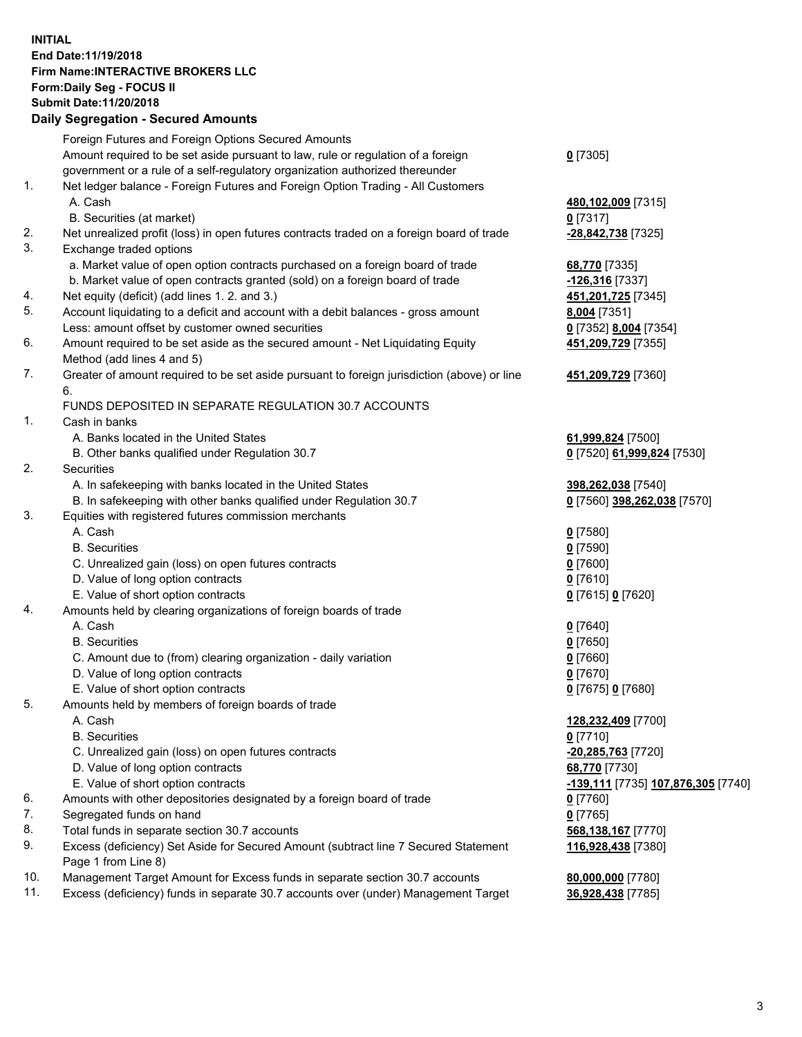**INITIAL**
**End Date:11/19/2018**
**Firm Name:INTERACTIVE BROKERS LLC**
**Form:Daily Seg - FOCUS II**
**Submit Date:11/20/2018**

## Daily Segregation - Secured Amounts

| | | |
|---|---|---|
| | Foreign Futures and Foreign Options Secured Amounts | |
| | Amount required to be set aside pursuant to law, rule or regulation of a foreign government or a rule of a self-regulatory organization authorized thereunder | **0** [7305] |
| 1. | Net ledger balance - Foreign Futures and Foreign Option Trading - All Customers | |
| | A. Cash | **480,102,009** [7315] |
| | B. Securities (at market) | **0** [7317] |
| 2. | Net unrealized profit (loss) in open futures contracts traded on a foreign board of trade | **-28,842,738** [7325] |
| 3. | Exchange traded options | |
| | a. Market value of open option contracts purchased on a foreign board of trade | **68,770** [7335] |
| | b. Market value of open contracts granted (sold) on a foreign board of trade | **-126,316** [7337] |
| 4. | Net equity (deficit) (add lines 1. 2. and 3.) | **451,201,725** [7345] |
| 5. | Account liquidating to a deficit and account with a debit balances - gross amount | **8,004** [7351] |
| | Less: amount offset by customer owned securities | **0** [7352] **8,004** [7354] |
| 6. | Amount required to be set aside as the secured amount - Net Liquidating Equity Method (add lines 4 and 5) | **451,209,729** [7355] |
| 7. | Greater of amount required to be set aside pursuant to foreign jurisdiction (above) or line 6. | **451,209,729** [7360] |
| | FUNDS DEPOSITED IN SEPARATE REGULATION 30.7 ACCOUNTS | |
| 1. | Cash in banks | |
| | A. Banks located in the United States | **61,999,824** [7500] |
| | B. Other banks qualified under Regulation 30.7 | **0** [7520] **61,999,824** [7530] |
| 2. | Securities | |
| | A. In safekeeping with banks located in the United States | **398,262,038** [7540] |
| | B. In safekeeping with other banks qualified under Regulation 30.7 | **0** [7560] **398,262,038** [7570] |
| 3. | Equities with registered futures commission merchants | |
| | A. Cash | **0** [7580] |
| | B. Securities | **0** [7590] |
| | C. Unrealized gain (loss) on open futures contracts | **0** [7600] |
| | D. Value of long option contracts | **0** [7610] |
| | E. Value of short option contracts | **0** [7615] **0** [7620] |
| 4. | Amounts held by clearing organizations of foreign boards of trade | |
| | A. Cash | **0** [7640] |
| | B. Securities | **0** [7650] |
| | C. Amount due to (from) clearing organization - daily variation | **0** [7660] |
| | D. Value of long option contracts | **0** [7670] |
| | E. Value of short option contracts | **0** [7675] **0** [7680] |
| 5. | Amounts held by members of foreign boards of trade | |
| | A. Cash | **128,232,409** [7700] |
| | B. Securities | **0** [7710] |
| | C. Unrealized gain (loss) on open futures contracts | **-20,285,763** [7720] |
| | D. Value of long option contracts | **68,770** [7730] |
| | E. Value of short option contracts | **-139,111** [7735] **107,876,305** [7740] |
| 6. | Amounts with other depositories designated by a foreign board of trade | **0** [7760] |
| 7. | Segregated funds on hand | **0** [7765] |
| 8. | Total funds in separate section 30.7 accounts | **568,138,167** [7770] |
| 9. | Excess (deficiency) Set Aside for Secured Amount (subtract line 7 Secured Statement Page 1 from Line 8) | **116,928,438** [7380] |
| 10. | Management Target Amount for Excess funds in separate section 30.7 accounts | **80,000,000** [7780] |
| 11. | Excess (deficiency) funds in separate 30.7 accounts over (under) Management Target | **36,928,438** [7785] |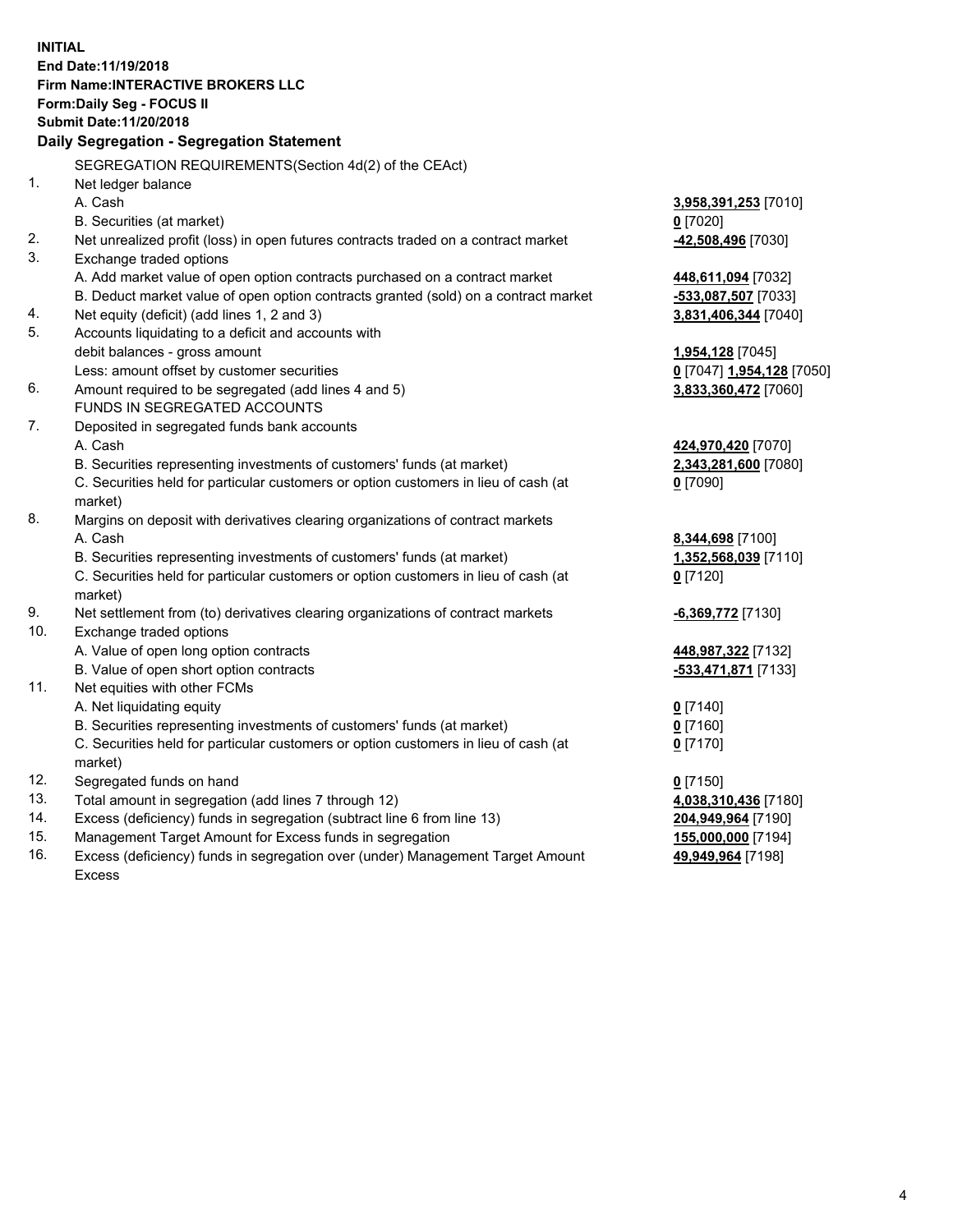**INITIAL**
**End Date:11/19/2018**
**Firm Name:INTERACTIVE BROKERS LLC**
**Form:Daily Seg - FOCUS II**
**Submit Date:11/20/2018**

## Daily Segregation - Segregation Statement

SEGREGATION REQUIREMENTS(Section 4d(2) of the CEAct)

| | | |
|---|---|---|
| 1. | Net ledger balance | |
| | A. Cash | **3,958,391,253** [7010] |
| | B. Securities (at market) | **0** [7020] |
| 2. | Net unrealized profit (loss) in open futures contracts traded on a contract market | **-42,508,496** [7030] |
| 3. | Exchange traded options | |
| | A. Add market value of open option contracts purchased on a contract market | **448,611,094** [7032] |
| | B. Deduct market value of open option contracts granted (sold) on a contract market | **-533,087,507** [7033] |
| 4. | Net equity (deficit) (add lines 1, 2 and 3) | **3,831,406,344** [7040] |
| 5. | Accounts liquidating to a deficit and accounts with debit balances - gross amount | **1,954,128** [7045] |
| | Less: amount offset by customer securities | **0** [7047] **1,954,128** [7050] |
| 6. | Amount required to be segregated (add lines 4 and 5) | **3,833,360,472** [7060] |
| | FUNDS IN SEGREGATED ACCOUNTS | |
| 7. | Deposited in segregated funds bank accounts | |
| | A. Cash | **424,970,420** [7070] |
| | B. Securities representing investments of customers' funds (at market) | **2,343,281,600** [7080] |
| | C. Securities held for particular customers or option customers in lieu of cash (at market) | **0** [7090] |
| 8. | Margins on deposit with derivatives clearing organizations of contract markets | |
| | A. Cash | **8,344,698** [7100] |
| | B. Securities representing investments of customers' funds (at market) | **1,352,568,039** [7110] |
| | C. Securities held for particular customers or option customers in lieu of cash (at market) | **0** [7120] |
| 9. | Net settlement from (to) derivatives clearing organizations of contract markets | **-6,369,772** [7130] |
| 10. | Exchange traded options | |
| | A. Value of open long option contracts | **448,987,322** [7132] |
| | B. Value of open short option contracts | **-533,471,871** [7133] |
| 11. | Net equities with other FCMs | |
| | A. Net liquidating equity | **0** [7140] |
| | B. Securities representing investments of customers' funds (at market) | **0** [7160] |
| | C. Securities held for particular customers or option customers in lieu of cash (at market) | **0** [7170] |
| 12. | Segregated funds on hand | **0** [7150] |
| 13. | Total amount in segregation (add lines 7 through 12) | **4,038,310,436** [7180] |
| 14. | Excess (deficiency) funds in segregation (subtract line 6 from line 13) | **204,949,964** [7190] |
| 15. | Management Target Amount for Excess funds in segregation | **155,000,000** [7194] |
| 16. | Excess (deficiency) funds in segregation over (under) Management Target Amount Excess | **49,949,964** [7198] |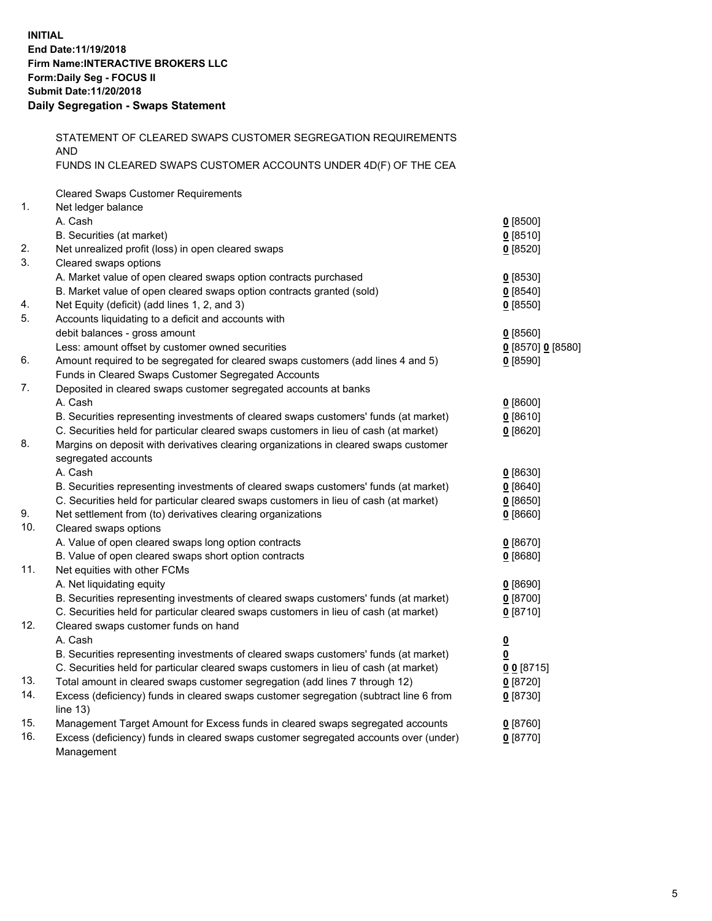**INITIAL**
**End Date:11/19/2018**
**Firm Name:INTERACTIVE BROKERS LLC**
**Form:Daily Seg - FOCUS II**
**Submit Date:11/20/2018**
**Daily Segregation - Swaps Statement**

STATEMENT OF CLEARED SWAPS CUSTOMER SEGREGATION REQUIREMENTS AND FUNDS IN CLEARED SWAPS CUSTOMER ACCOUNTS UNDER 4D(F) OF THE CEA

| | | |
|---|---|---|
| | Cleared Swaps Customer Requirements | |
| 1. | Net ledger balance | |
| | A. Cash | 0 [8500] |
| | B. Securities (at market) | 0 [8510] |
| 2. | Net unrealized profit (loss) in open cleared swaps | 0 [8520] |
| 3. | Cleared swaps options | |
| | A. Market value of open cleared swaps option contracts purchased | 0 [8530] |
| | B. Market value of open cleared swaps option contracts granted (sold) | 0 [8540] |
| 4. | Net Equity (deficit) (add lines 1, 2, and 3) | 0 [8550] |
| 5. | Accounts liquidating to a deficit and accounts with debit balances - gross amount | 0 [8560] |
| | Less: amount offset by customer owned securities | 0 [8570] 0 [8580] |
| 6. | Amount required to be segregated for cleared swaps customers (add lines 4 and 5) | 0 [8590] |
| | Funds in Cleared Swaps Customer Segregated Accounts | |
| 7. | Deposited in cleared swaps customer segregated accounts at banks | |
| | A. Cash | 0 [8600] |
| | B. Securities representing investments of cleared swaps customers' funds (at market) | 0 [8610] |
| | C. Securities held for particular cleared swaps customers in lieu of cash (at market) | 0 [8620] |
| 8. | Margins on deposit with derivatives clearing organizations in cleared swaps customer segregated accounts | |
| | A. Cash | 0 [8630] |
| | B. Securities representing investments of cleared swaps customers' funds (at market) | 0 [8640] |
| | C. Securities held for particular cleared swaps customers in lieu of cash (at market) | 0 [8650] |
| 9. | Net settlement from (to) derivatives clearing organizations | 0 [8660] |
| 10. | Cleared swaps options | |
| | A. Value of open cleared swaps long option contracts | 0 [8670] |
| | B. Value of open cleared swaps short option contracts | 0 [8680] |
| 11. | Net equities with other FCMs | |
| | A. Net liquidating equity | 0 [8690] |
| | B. Securities representing investments of cleared swaps customers' funds (at market) | 0 [8700] |
| | C. Securities held for particular cleared swaps customers in lieu of cash (at market) | 0 [8710] |
| 12. | Cleared swaps customer funds on hand | |
| | A. Cash | 0 |
| | B. Securities representing investments of cleared swaps customers' funds (at market) | 0 |
| | C. Securities held for particular cleared swaps customers in lieu of cash (at market) | 0 0 [8715] |
| 13. | Total amount in cleared swaps customer segregation (add lines 7 through 12) | 0 [8720] |
| 14. | Excess (deficiency) funds in cleared swaps customer segregation (subtract line 6 from line 13) | 0 [8730] |
| 15. | Management Target Amount for Excess funds in cleared swaps segregated accounts | 0 [8760] |
| 16. | Excess (deficiency) funds in cleared swaps customer segregated accounts over (under) Management | 0 [8770] |